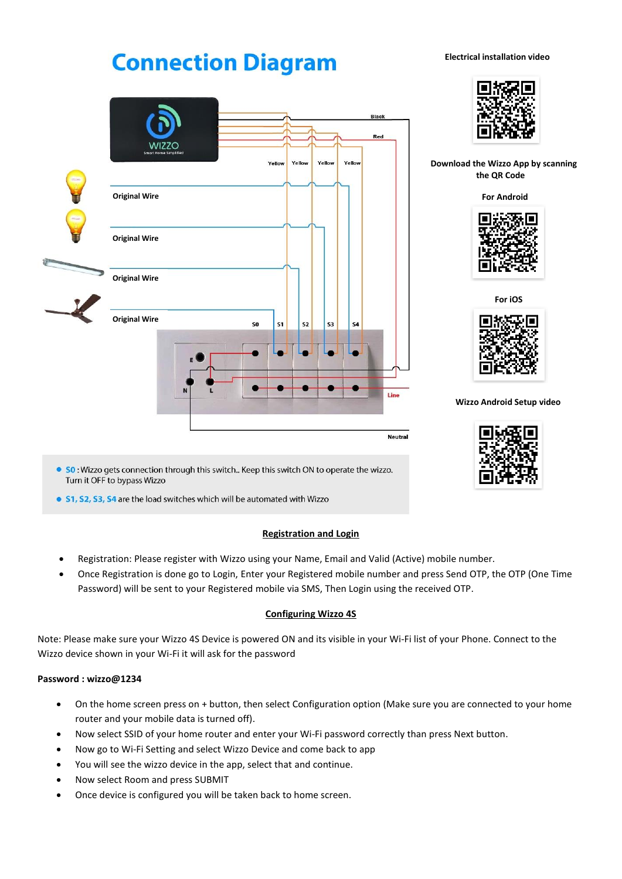# Connection Diagram

Electrical installation video

Original Wire

Original Wire

Original Wire

Original Wire

Black

Red

Yellow Yellow Yellow Yellow

S0 S1 S2 S3 S4

E N L

Line

Neutral

- **S0** : Wizzo gets connection through this switch.. Keep this switch ON to operate the wizzo. Turn it OFF to bypass Wizzo
- **S1, S2, S3, S4** are the load switches which will be automated with Wizzo

Download the Wizzo App by scanning the QR Code

For Android

For iOS

Wizzo Android Setup video

## Registration and Login

- Registration: Please register with Wizzo using your Name, Email and Valid (Active) mobile number.
- Once Registration is done go to Login, Enter your Registered mobile number and press Send OTP, the OTP (One Time Password) will be sent to your Registered mobile via SMS, Then Login using the received OTP.

## Configuring Wizzo 4S

Note: Please make sure your Wizzo 4S Device is powered ON and its visible in your Wi-Fi list of your Phone. Connect to the Wizzo device shown in your Wi-Fi it will ask for the password

**Password : wizzo@1234**

- On the home screen press on + button, then select Configuration option (Make sure you are connected to your home router and your mobile data is turned off).
- Now select SSID of your home router and enter your Wi-Fi password correctly than press Next button.
- Now go to Wi-Fi Setting and select Wizzo Device and come back to app
- You will see the wizzo device in the app, select that and continue.
- Now select Room and press SUBMIT
- Once device is configured you will be taken back to home screen.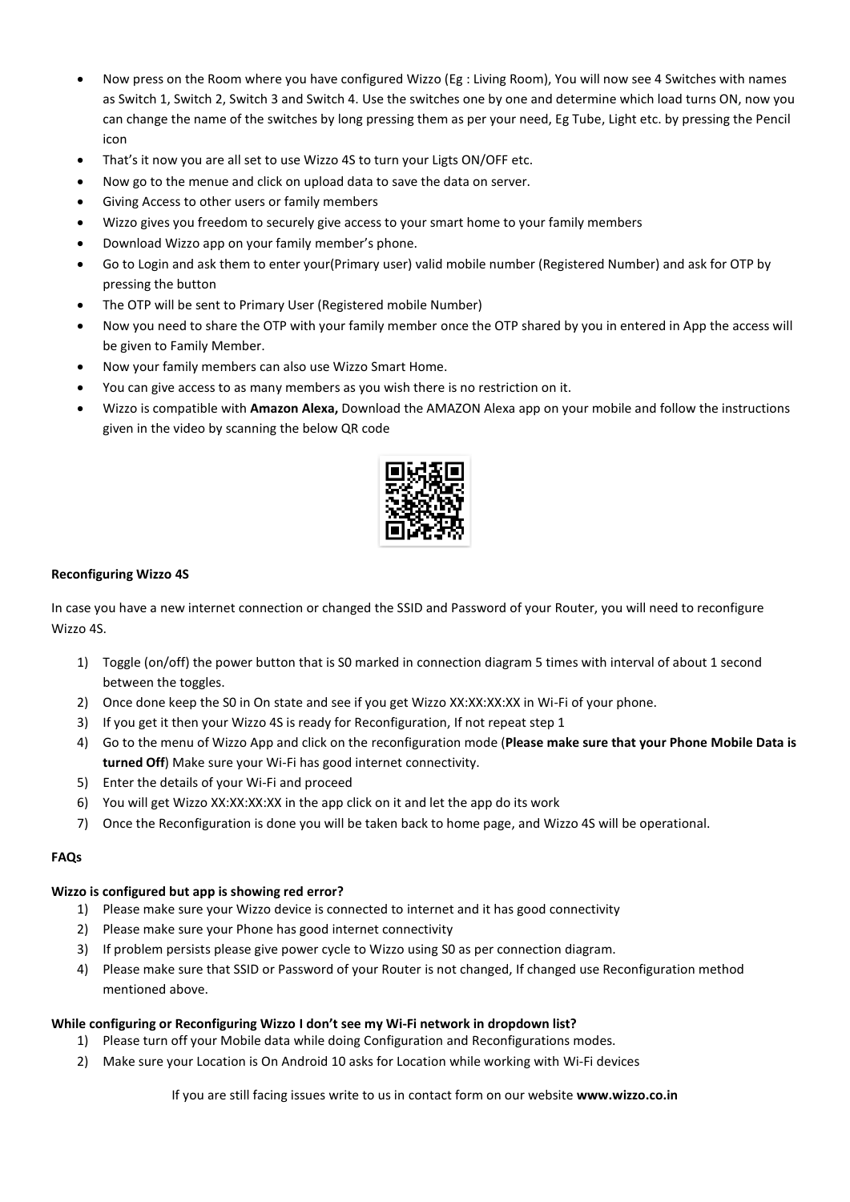- Now press on the Room where you have configured Wizzo (Eg : Living Room), You will now see 4 Switches with names as Switch 1, Switch 2, Switch 3 and Switch 4. Use the switches one by one and determine which load turns ON, now you can change the name of the switches by long pressing them as per your need, Eg Tube, Light etc. by pressing the Pencil icon
- That's it now you are all set to use Wizzo 4S to turn your Ligts ON/OFF etc.
- Now go to the menue and click on upload data to save the data on server.
- Giving Access to other users or family members
- Wizzo gives you freedom to securely give access to your smart home to your family members
- Download Wizzo app on your family member's phone.
- Go to Login and ask them to enter your(Primary user) valid mobile number (Registered Number) and ask for OTP by pressing the button
- The OTP will be sent to Primary User (Registered mobile Number)
- Now you need to share the OTP with your family member once the OTP shared by you in entered in App the access will be given to Family Member.
- Now your family members can also use Wizzo Smart Home.
- You can give access to as many members as you wish there is no restriction on it.
- Wizzo is compatible with **Amazon Alexa,** Download the AMAZON Alexa app on your mobile and follow the instructions given in the video by scanning the below QR code

**Reconfiguring Wizzo 4S**

In case you have a new internet connection or changed the SSID and Password of your Router, you will need to reconfigure Wizzo 4S.

1) Toggle (on/off) the power button that is S0 marked in connection diagram 5 times with interval of about 1 second between the toggles.
2) Once done keep the S0 in On state and see if you get Wizzo XX:XX:XX:XX in Wi-Fi of your phone.
3) If you get it then your Wizzo 4S is ready for Reconfiguration, If not repeat step 1
4) Go to the menu of Wizzo App and click on the reconfiguration mode (**Please make sure that your Phone Mobile Data is turned Off**) Make sure your Wi-Fi has good internet connectivity.
5) Enter the details of your Wi-Fi and proceed
6) You will get Wizzo XX:XX:XX:XX in the app click on it and let the app do its work
7) Once the Reconfiguration is done you will be taken back to home page, and Wizzo 4S will be operational.

**FAQs**

**Wizzo is configured but app is showing red error?**

1) Please make sure your Wizzo device is connected to internet and it has good connectivity
2) Please make sure your Phone has good internet connectivity
3) If problem persists please give power cycle to Wizzo using S0 as per connection diagram.
4) Please make sure that SSID or Password of your Router is not changed, If changed use Reconfiguration method mentioned above.

**While configuring or Reconfiguring Wizzo I don't see my Wi-Fi network in dropdown list?**

1) Please turn off your Mobile data while doing Configuration and Reconfigurations modes.
2) Make sure your Location is On Android 10 asks for Location while working with Wi-Fi devices

If you are still facing issues write to us in contact form on our website **www.wizzo.co.in**